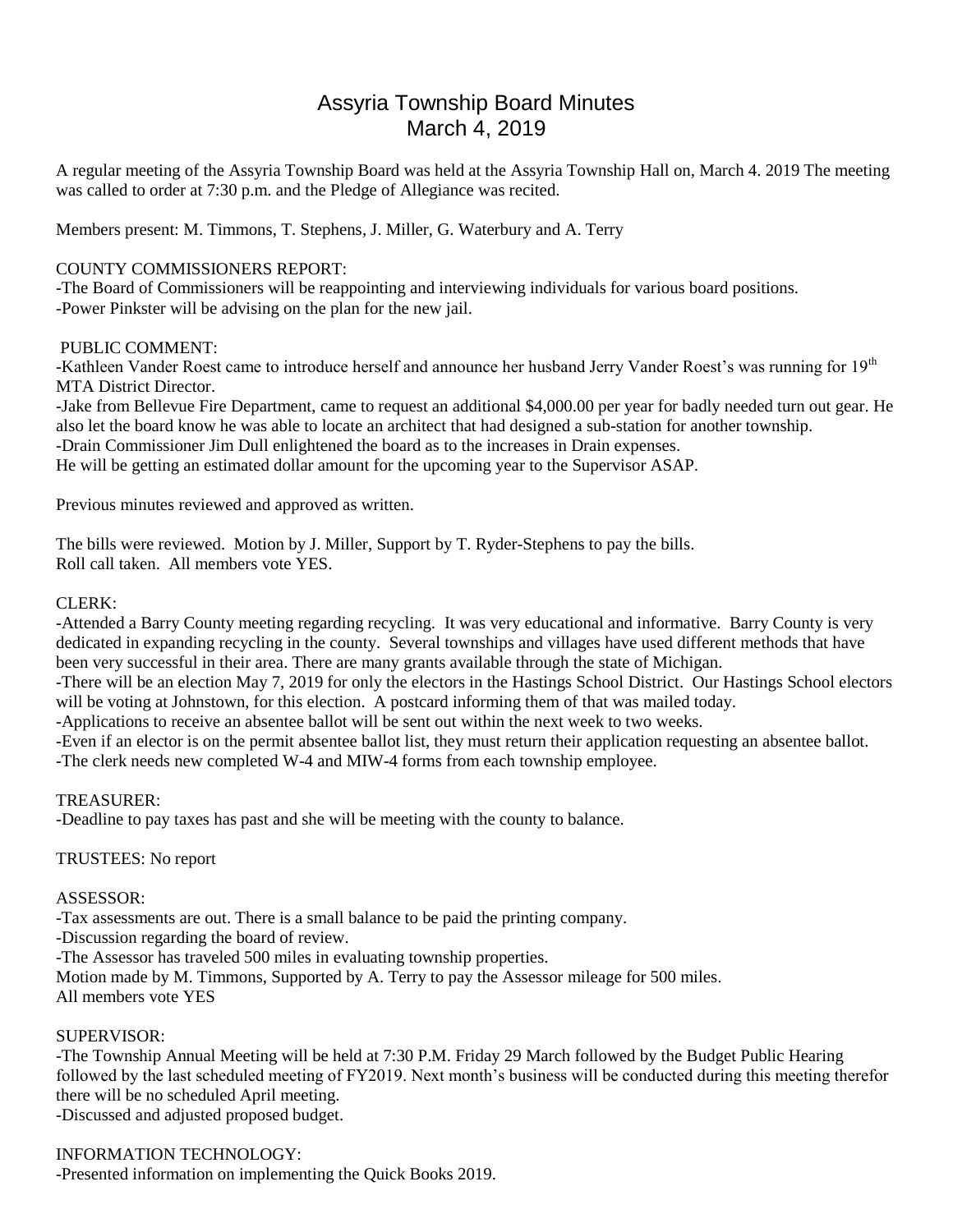# Assyria Township Board Minutes
## March 4, 2019

A regular meeting of the Assyria Township Board was held at the Assyria Township Hall on, March 4. 2019 The meeting was called to order at 7:30 p.m. and the Pledge of Allegiance was recited.

Members present: M. Timmons, T. Stephens, J. Miller, G. Waterbury and A. Terry

COUNTY COMMISSIONERS REPORT:
-The Board of Commissioners will be reappointing and interviewing individuals for various board positions.
-Power Pinkster will be advising on the plan for the new jail.

PUBLIC COMMENT:
-Kathleen Vander Roest came to introduce herself and announce her husband Jerry Vander Roest's was running for 19th MTA District Director.
-Jake from Bellevue Fire Department, came to request an additional $4,000.00 per year for badly needed turn out gear. He also let the board know he was able to locate an architect that had designed a sub-station for another township.
-Drain Commissioner Jim Dull enlightened the board as to the increases in Drain expenses.
He will be getting an estimated dollar amount for the upcoming year to the Supervisor ASAP.

Previous minutes reviewed and approved as written.

The bills were reviewed. Motion by J. Miller, Support by T. Ryder-Stephens to pay the bills.
Roll call taken. All members vote YES.

CLERK:
-Attended a Barry County meeting regarding recycling. It was very educational and informative. Barry County is very dedicated in expanding recycling in the county. Several townships and villages have used different methods that have been very successful in their area. There are many grants available through the state of Michigan.
-There will be an election May 7, 2019 for only the electors in the Hastings School District. Our Hastings School electors will be voting at Johnstown, for this election. A postcard informing them of that was mailed today.
-Applications to receive an absentee ballot will be sent out within the next week to two weeks.
-Even if an elector is on the permit absentee ballot list, they must return their application requesting an absentee ballot.
-The clerk needs new completed W-4 and MIW-4 forms from each township employee.

TREASURER:
-Deadline to pay taxes has past and she will be meeting with the county to balance.

TRUSTEES: No report

ASSESSOR:
-Tax assessments are out. There is a small balance to be paid the printing company.
-Discussion regarding the board of review.
-The Assessor has traveled 500 miles in evaluating township properties.
Motion made by M. Timmons, Supported by A. Terry to pay the Assessor mileage for 500 miles.
All members vote YES

SUPERVISOR:
-The Township Annual Meeting will be held at 7:30 P.M. Friday 29 March followed by the Budget Public Hearing followed by the last scheduled meeting of FY2019. Next month's business will be conducted during this meeting therefor there will be no scheduled April meeting.
-Discussed and adjusted proposed budget.

INFORMATION TECHNOLOGY:
-Presented information on implementing the Quick Books 2019.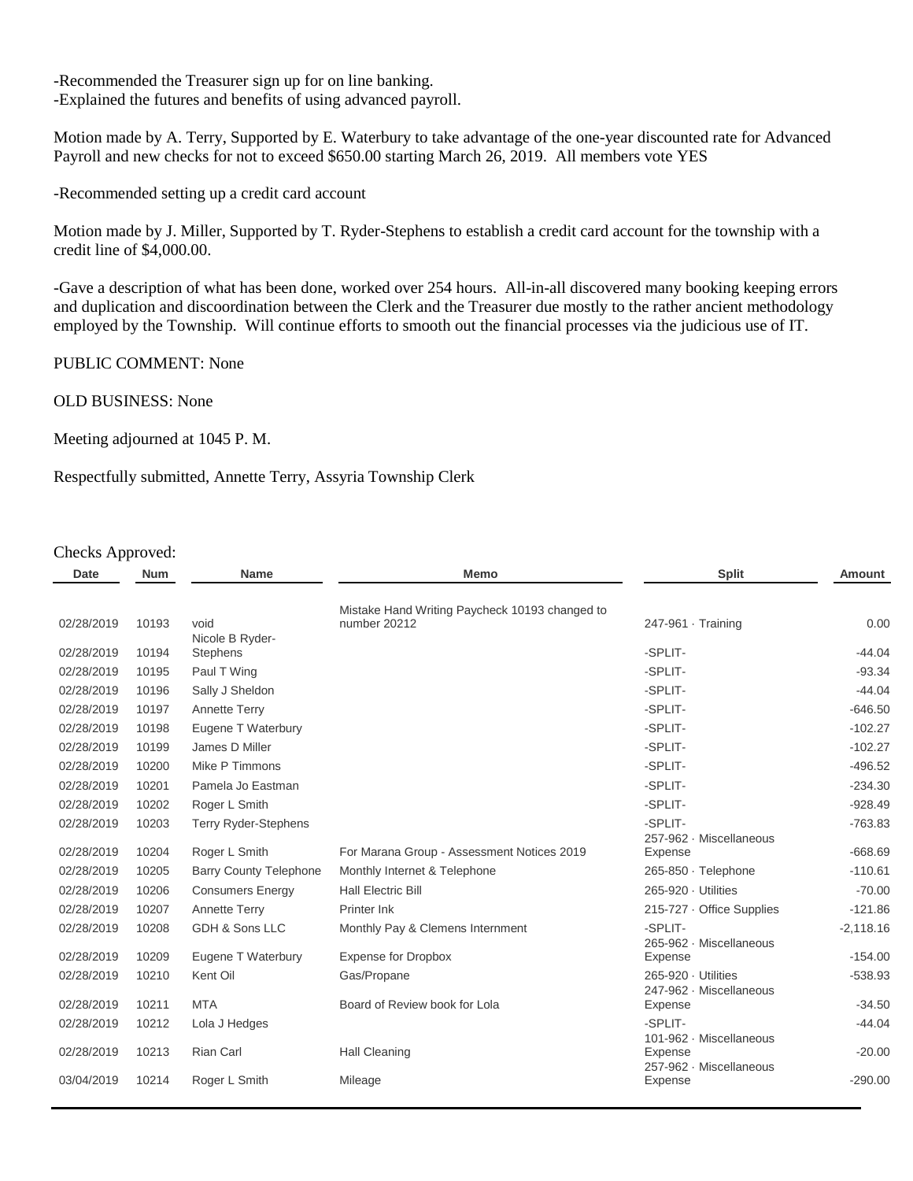-Recommended the Treasurer sign up for on line banking.
-Explained the futures and benefits of using advanced payroll.

Motion made by A. Terry, Supported by E. Waterbury to take advantage of the one-year discounted rate for Advanced Payroll and new checks for not to exceed $650.00 starting March 26, 2019. All members vote YES

-Recommended setting up a credit card account

Motion made by J. Miller, Supported by T. Ryder-Stephens to establish a credit card account for the township with a credit line of $4,000.00.

-Gave a description of what has been done, worked over 254 hours. All-in-all discovered many booking keeping errors and duplication and discoordination between the Clerk and the Treasurer due mostly to the rather ancient methodology employed by the Township. Will continue efforts to smooth out the financial processes via the judicious use of IT.

PUBLIC COMMENT: None

OLD BUSINESS: None

Meeting adjourned at 1045 P. M.

Respectfully submitted, Annette Terry, Assyria Township Clerk

Checks Approved:

| Date | Num | Name | Memo | Split | Amount |
|---|---|---|---|---|---|
| 02/28/2019 | 10193 | void | Mistake Hand Writing Paycheck 10193 changed to number 20212 | 247-961 · Training | 0.00 |
| 02/28/2019 | 10194 | Nicole B Ryder-Stephens | | -SPLIT- | -44.04 |
| 02/28/2019 | 10195 | Paul T Wing | | -SPLIT- | -93.34 |
| 02/28/2019 | 10196 | Sally J Sheldon | | -SPLIT- | -44.04 |
| 02/28/2019 | 10197 | Annette Terry | | -SPLIT- | -646.50 |
| 02/28/2019 | 10198 | Eugene T Waterbury | | -SPLIT- | -102.27 |
| 02/28/2019 | 10199 | James D Miller | | -SPLIT- | -102.27 |
| 02/28/2019 | 10200 | Mike P Timmons | | -SPLIT- | -496.52 |
| 02/28/2019 | 10201 | Pamela Jo Eastman | | -SPLIT- | -234.30 |
| 02/28/2019 | 10202 | Roger L Smith | | -SPLIT- | -928.49 |
| 02/28/2019 | 10203 | Terry Ryder-Stephens | | -SPLIT- | -763.83 |
| 02/28/2019 | 10204 | Roger L Smith | For Marana Group - Assessment Notices 2019 | 257-962 · Miscellaneous Expense | -668.69 |
| 02/28/2019 | 10205 | Barry County Telephone | Monthly Internet & Telephone | 265-850 · Telephone | -110.61 |
| 02/28/2019 | 10206 | Consumers Energy | Hall Electric Bill | 265-920 · Utilities | -70.00 |
| 02/28/2019 | 10207 | Annette Terry | Printer Ink | 215-727 · Office Supplies | -121.86 |
| 02/28/2019 | 10208 | GDH & Sons LLC | Monthly Pay & Clemens Internment | -SPLIT- | -2,118.16 |
| 02/28/2019 | 10209 | Eugene T Waterbury | Expense for Dropbox | 265-962 · Miscellaneous Expense | -154.00 |
| 02/28/2019 | 10210 | Kent Oil | Gas/Propane | 265-920 · Utilities | -538.93 |
| 02/28/2019 | 10211 | MTA | Board of Review book for Lola | 247-962 · Miscellaneous Expense | -34.50 |
| 02/28/2019 | 10212 | Lola J Hedges | | -SPLIT- | -44.04 |
| 02/28/2019 | 10213 | Rian Carl | Hall Cleaning | 101-962 · Miscellaneous Expense | -20.00 |
| 03/04/2019 | 10214 | Roger L Smith | Mileage | 257-962 · Miscellaneous Expense | -290.00 |